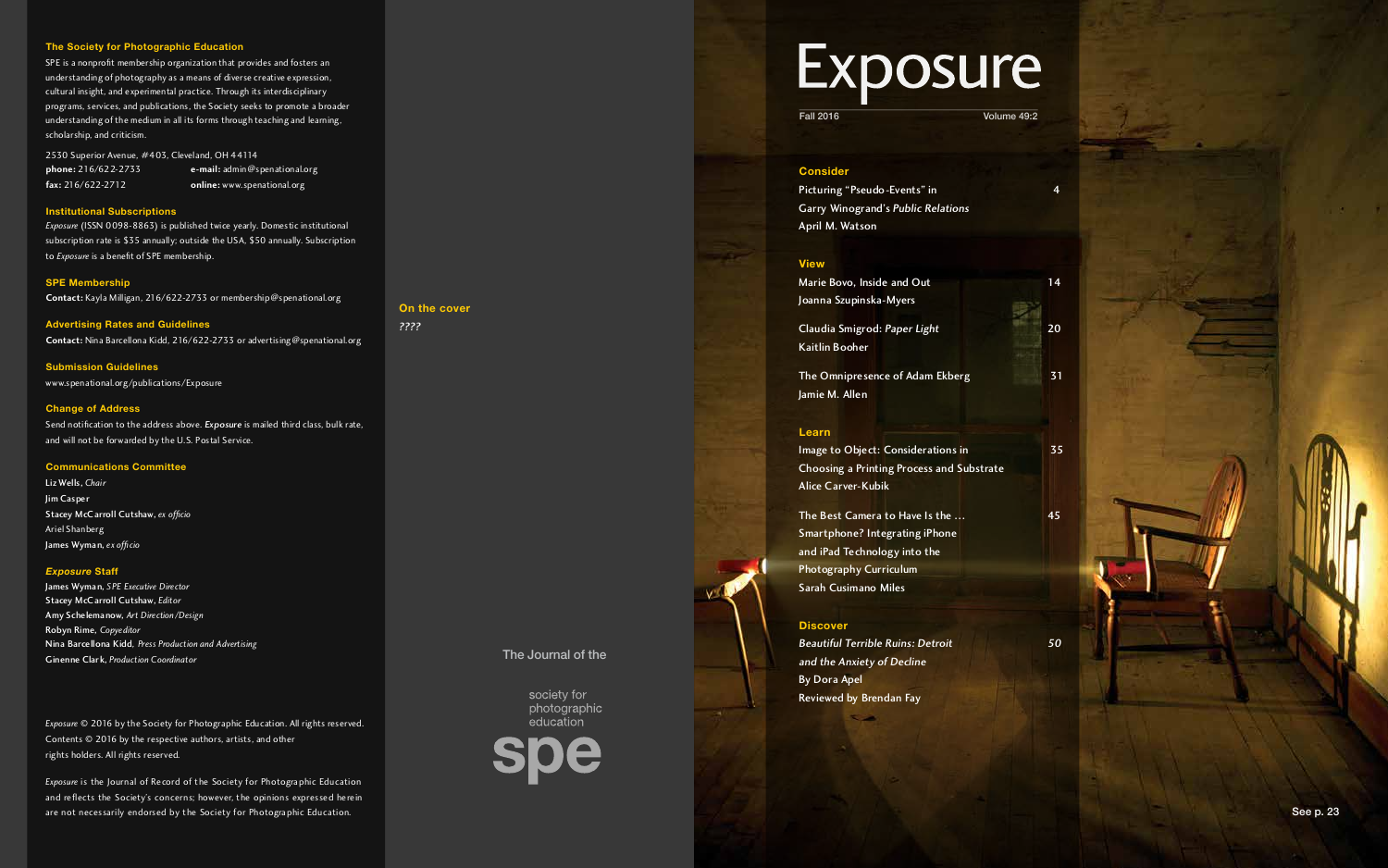## The Society for Photographic Education

SPE is a nonprofit membership organization that provides and fosters an understanding of photography as a means of diverse creative expression, cultural insight, and experimental practice. Through its interdisciplinary programs, services, and publications, the Society seeks to promote a broader understanding of the medium in all its forms through teaching and learning, scholarship, and criticism.

2530 Superior Avenue, #403, Cleveland, OH 44114
**phone:** 216/622-2733 **e-mail:** admin@spenational.org
**fax:** 216/622-2712 **online:** www.spenational.org

### Institutional Subscriptions

*Exposure* (ISSN 0098-8863) is published twice yearly. Domestic institutional subscription rate is $35 annually; outside the USA, $50 annually. Subscription to *Exposure* is a benefit of SPE membership.

### SPE Membership

**Contact:** Kayla Milligan, 216/622-2733 or membership@spenational.org

### Advertising Rates and Guidelines

**Contact:** Nina Barcellona Kidd, 216/622-2733 or advertising@spenational.org

### Submission Guidelines

www.spenational.org/publications/Exposure

### Change of Address

Send notification to the address above. ***Exposure*** is mailed third class, bulk rate, and will not be forwarded by the U.S. Postal Service.

### Communications Committee

**Liz Wells**, *Chair*
**Jim Casper**
**Stacey McCarroll Cutshaw**, *ex officio*
Ariel Shanberg
**James Wyman**, *ex officio*

### *Exposure* Staff

**James Wyman**, *SPE Executive Director*
**Stacey McCarroll Cutshaw**, *Editor*
**Amy Schelemanow**, *Art Direction/Design*
**Robyn Rime**, *Copyeditor*
**Nina Barcellona Kidd**, *Press Production and Advertising*
**Ginenne Clark**, *Production Coordinator*

*Exposure* © 2016 by the Society for Photographic Education. All rights reserved. Contents © 2016 by the respective authors, artists, and other rights holders. All rights reserved.

*Exposure* is the Journal of Record of the Society for Photographic Education and reflects the Society's concerns; however, the opinions expressed herein are not necessarily endorsed by the Society for Photographic Education.

### On the cover

*????*

The Journal of the

society for photographic education
spe

# Exposure

Fall 2016 Volume 49:2

### Consider

Picturing "Pseudo-Events" in Garry Winogrand's *Public Relations* — 4
April M. Watson

### View

Marie Bovo, Inside and Out — 14
Joanna Szupinska-Myers

Claudia Smigrod: *Paper Light* — 20
Kaitlin Booher

The Omnipresence of Adam Ekberg — 31
Jamie M. Allen

### Learn

Image to Object: Considerations in Choosing a Printing Process and Substrate — 35
Alice Carver-Kubik

The Best Camera to Have Is the … Smartphone? Integrating iPhone and iPad Technology into the Photography Curriculum — 45
Sarah Cusimano Miles

### Discover

*Beautiful Terrible Ruins: Detroit and the Anxiety of Decline* — *50*
By Dora Apel
Reviewed by Brendan Fay

See p. 23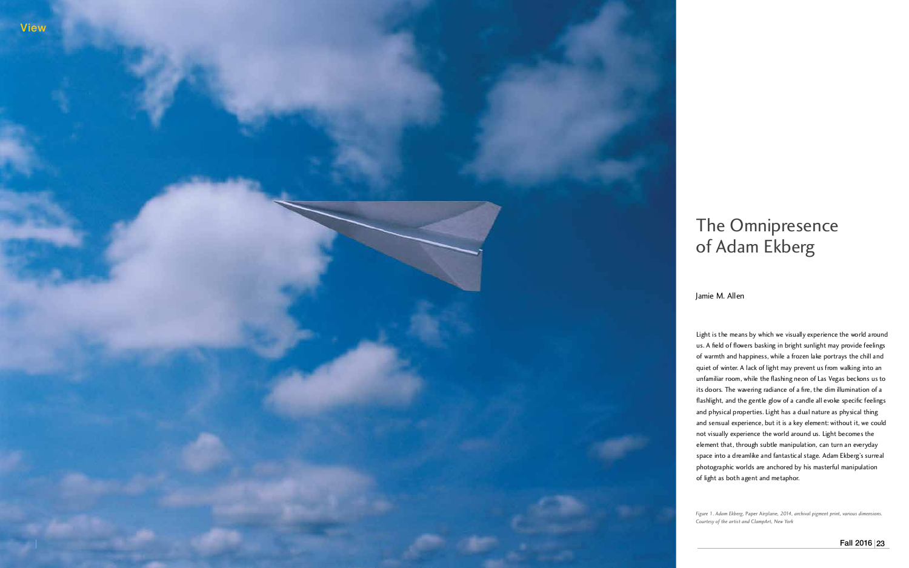# The Omnipresence of Adam Ekberg

Jamie M. Allen

Light is the means by which we visually experience the world around us. A field of flowers basking in bright sunlight may provide feelings of warmth and happiness, while a frozen lake portrays the chill and quiet of winter. A lack of light may prevent us from walking into an unfamiliar room, while the flashing neon of Las Vegas beckons us to its doors. The wavering radiance of a fire, the dim illumination of a flashlight, and the gentle glow of a candle all evoke specific feelings and physical properties. Light has a dual nature as physical thing and sensual experience, but it is a key element: without it, we could not visually experience the world around us. Light becomes the element that, through subtle manipulation, can turn an everyday space into a dreamlike and fantastical stage. Adam Ekberg's surreal photographic worlds are anchored by his masterful manipulation of light as both agent and metaphor.

*Figure 1. Adam Ekberg,* Paper Airplane, *2014, archival pigment print, various dimensions. Courtesy of the artist and ClampArt, New York*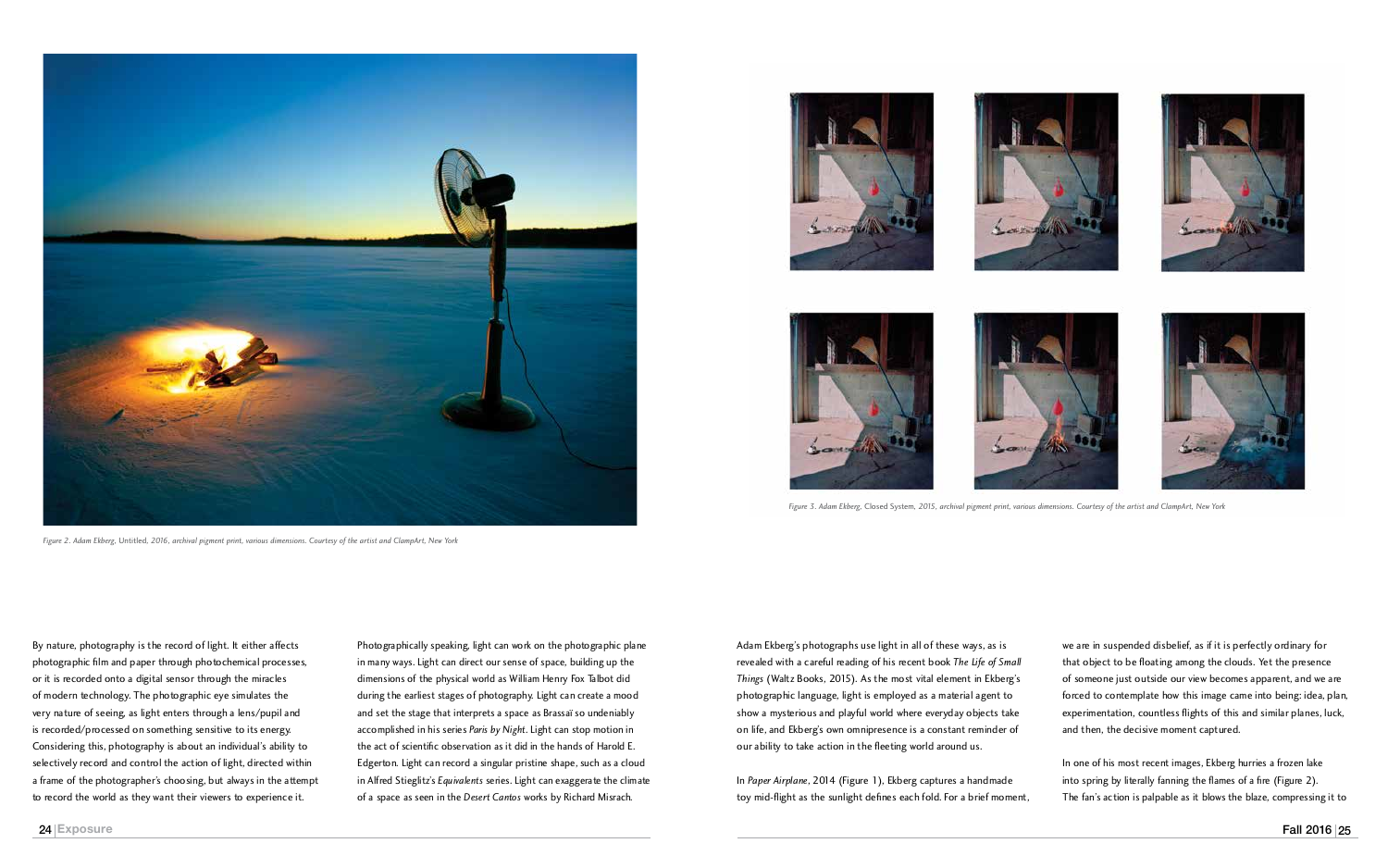Figure 2. Adam Ekberg, Untitled, 2016, archival pigment print, various dimensions. Courtesy of the artist and ClampArt, New York

Figure 3. Adam Ekberg, Closed System, 2015, archival pigment print, various dimensions. Courtesy of the artist and ClampArt, New York

By nature, photography is the record of light. It either affects photographic film and paper through photochemical processes, or it is recorded onto a digital sensor through the miracles of modern technology. The photographic eye simulates the very nature of seeing, as light enters through a lens/pupil and is recorded/processed on something sensitive to its energy. Considering this, photography is about an individual's ability to selectively record and control the action of light, directed within a frame of the photographer's choosing, but always in the attempt to record the world as they want their viewers to experience it.

Photographically speaking, light can work on the photographic plane in many ways. Light can direct our sense of space, building up the dimensions of the physical world as William Henry Fox Talbot did during the earliest stages of photography. Light can create a mood and set the stage that interprets a space as Brassaï so undeniably accomplished in his series *Paris by Night*. Light can stop motion in the act of scientific observation as it did in the hands of Harold E. Edgerton. Light can record a singular pristine shape, such as a cloud in Alfred Stieglitz's *Equivalents* series. Light can exaggerate the climate of a space as seen in the *Desert Cantos* works by Richard Misrach.

Adam Ekberg's photographs use light in all of these ways, as is revealed with a careful reading of his recent book *The Life of Small Things* (Waltz Books, 2015). As the most vital element in Ekberg's photographic language, light is employed as a material agent to show a mysterious and playful world where everyday objects take on life, and Ekberg's own omnipresence is a constant reminder of our ability to take action in the fleeting world around us.

In *Paper Airplane*, 2014 (Figure 1), Ekberg captures a handmade toy mid-flight as the sunlight defines each fold. For a brief moment, we are in suspended disbelief, as if it is perfectly ordinary for that object to be floating among the clouds. Yet the presence of someone just outside our view becomes apparent, and we are forced to contemplate how this image came into being: idea, plan, experimentation, countless flights of this and similar planes, luck, and then, the decisive moment captured.

In one of his most recent images, Ekberg hurries a frozen lake into spring by literally fanning the flames of a fire (Figure 2). The fan's action is palpable as it blows the blaze, compressing it to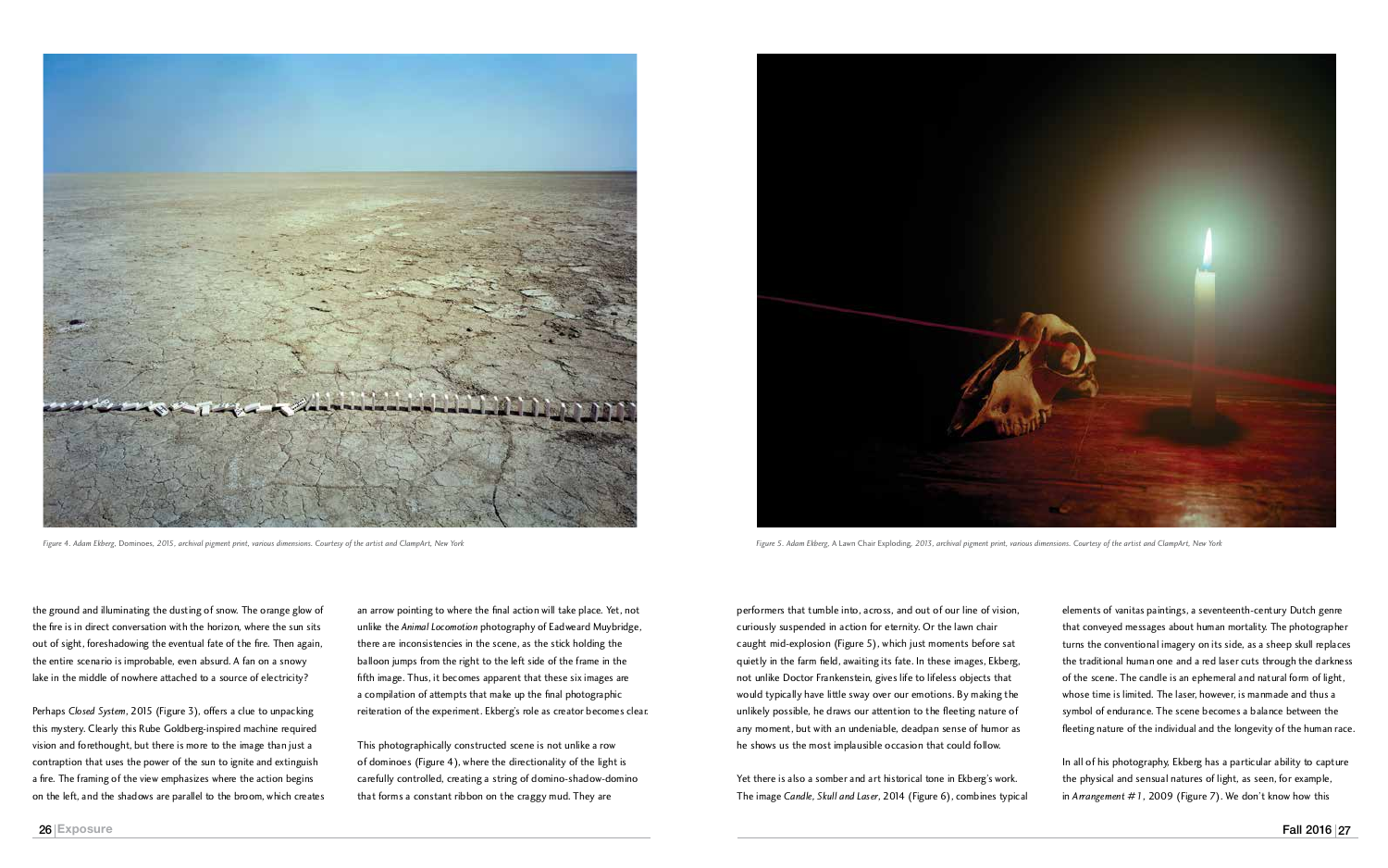*Figure 4. Adam Ekberg,* Dominoes, *2015, archival pigment print, various dimensions. Courtesy of the artist and ClampArt, New York*

*Figure 5. Adam Ekberg,* A Lawn Chair Exploding, *2013, archival pigment print, various dimensions. Courtesy of the artist and ClampArt, New York*

the ground and illuminating the dusting of snow. The orange glow of the fire is in direct conversation with the horizon, where the sun sits out of sight, foreshadowing the eventual fate of the fire. Then again, the entire scenario is improbable, even absurd. A fan on a snowy lake in the middle of nowhere attached to a source of electricity?

Perhaps *Closed System*, 2015 (Figure 3), offers a clue to unpacking this mystery. Clearly this Rube Goldberg-inspired machine required vision and forethought, but there is more to the image than just a contraption that uses the power of the sun to ignite and extinguish a fire. The framing of the view emphasizes where the action begins on the left, and the shadows are parallel to the broom, which creates an arrow pointing to where the final action will take place. Yet, not unlike the *Animal Locomotion* photography of Eadweard Muybridge, there are inconsistencies in the scene, as the stick holding the balloon jumps from the right to the left side of the frame in the fifth image. Thus, it becomes apparent that these six images are a compilation of attempts that make up the final photographic reiteration of the experiment. Ekberg's role as creator becomes clear.

This photographically constructed scene is not unlike a row of dominoes (Figure 4), where the directionality of the light is carefully controlled, creating a string of domino-shadow-domino that forms a constant ribbon on the craggy mud. They are performers that tumble into, across, and out of our line of vision, curiously suspended in action for eternity. Or the lawn chair caught mid-explosion (Figure 5), which just moments before sat quietly in the farm field, awaiting its fate. In these images, Ekberg, not unlike Doctor Frankenstein, gives life to lifeless objects that would typically have little sway over our emotions. By making the unlikely possible, he draws our attention to the fleeting nature of any moment, but with an undeniable, deadpan sense of humor as he shows us the most implausible occasion that could follow.

Yet there is also a somber and art historical tone in Ekberg's work. The image *Candle, Skull and Laser*, 2014 (Figure 6), combines typical elements of vanitas paintings, a seventeenth-century Dutch genre that conveyed messages about human mortality. The photographer turns the conventional imagery on its side, as a sheep skull replaces the traditional human one and a red laser cuts through the darkness of the scene. The candle is an ephemeral and natural form of light, whose time is limited. The laser, however, is manmade and thus a symbol of endurance. The scene becomes a balance between the fleeting nature of the individual and the longevity of the human race.

In all of his photography, Ekberg has a particular ability to capture the physical and sensual natures of light, as seen, for example, in *Arrangement #1*, 2009 (Figure 7). We don't know how this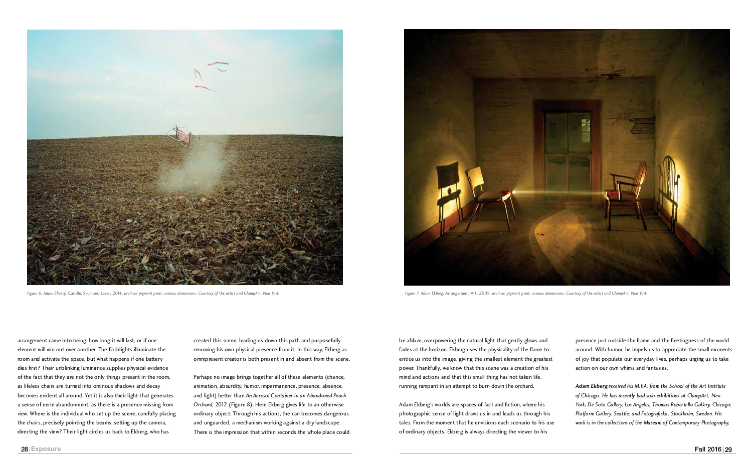Figure 6. Adam Ekberg, *Candle, Skull and Laser*, 2014, archival pigment print, various dimensions. Courtesy of the artist and ClampArt, New York

Figure 7. Adam Ekberg, *Arrangement #1*, 2009, archival pigment print, various dimensions. Courtesy of the artist and ClampArt, New York

arrangement came into being, how long it will last, or if one element will win out over another. The flashlights illuminate the room and activate the space, but what happens if one battery dies first? Their unblinking luminance supplies physical evidence of the fact that they are not the only things present in the room, as lifeless chairs are turned into ominous shadows and decay becomes evident all around. Yet it is also their light that generates a sense of eerie abandonment, as there is a presence missing from view. Where is the individual who set up the scene, carefully placing the chairs, precisely pointing the beams, setting up the camera, directing the view? Their light circles us back to Ekberg, who has created this scene, leading us down this path and purposefully removing his own physical presence from it. In this way, Ekberg as omnipresent creator is both present in and absent from the scene.

Perhaps no image brings together all of these elements (chance, animation, absurdity, humor, impermanence, presence, absence, and light) better than *An Aerosol Container in an Abandoned Peach Orchard*, 2012 (Figure 8). Here Ekberg gives life to an otherwise ordinary object. Through his actions, the can becomes dangerous and unguarded, a mechanism working against a dry landscape. There is the impression that within seconds the whole place could be ablaze, overpowering the natural light that gently glows and fades at the horizon. Ekberg uses the physicality of the flame to entice us into the image, giving the smallest element the greatest power. Thankfully, we know that this scene was a creation of his mind and actions and that this small thing has not taken life, running rampant in an attempt to burn down the orchard.

Adam Ekberg's worlds are spaces of fact and fiction, where his photographic sense of light draws us in and leads us through his tales. From the moment that he envisions each scenario to his use of ordinary objects, Ekberg is always directing the viewer to his presence just outside the frame and the fleetingness of the world around. With humor, he impels us to appreciate the small moments of joy that populate our everyday lives, perhaps urging us to take action on our own whims and fantasies.

***Adam Ekberg*** *received his M.F.A. from the School of the Art Institute of Chicago. He has recently had solo exhibitions at ClampArt, New York; De Soto Gallery, Los Angeles; Thomas Robertello Gallery, Chicago; Platform Gallery, Seattle; and Fotografiska, Stockholm, Sweden. His work is in the collections of the Museum of Contemporary Photography.*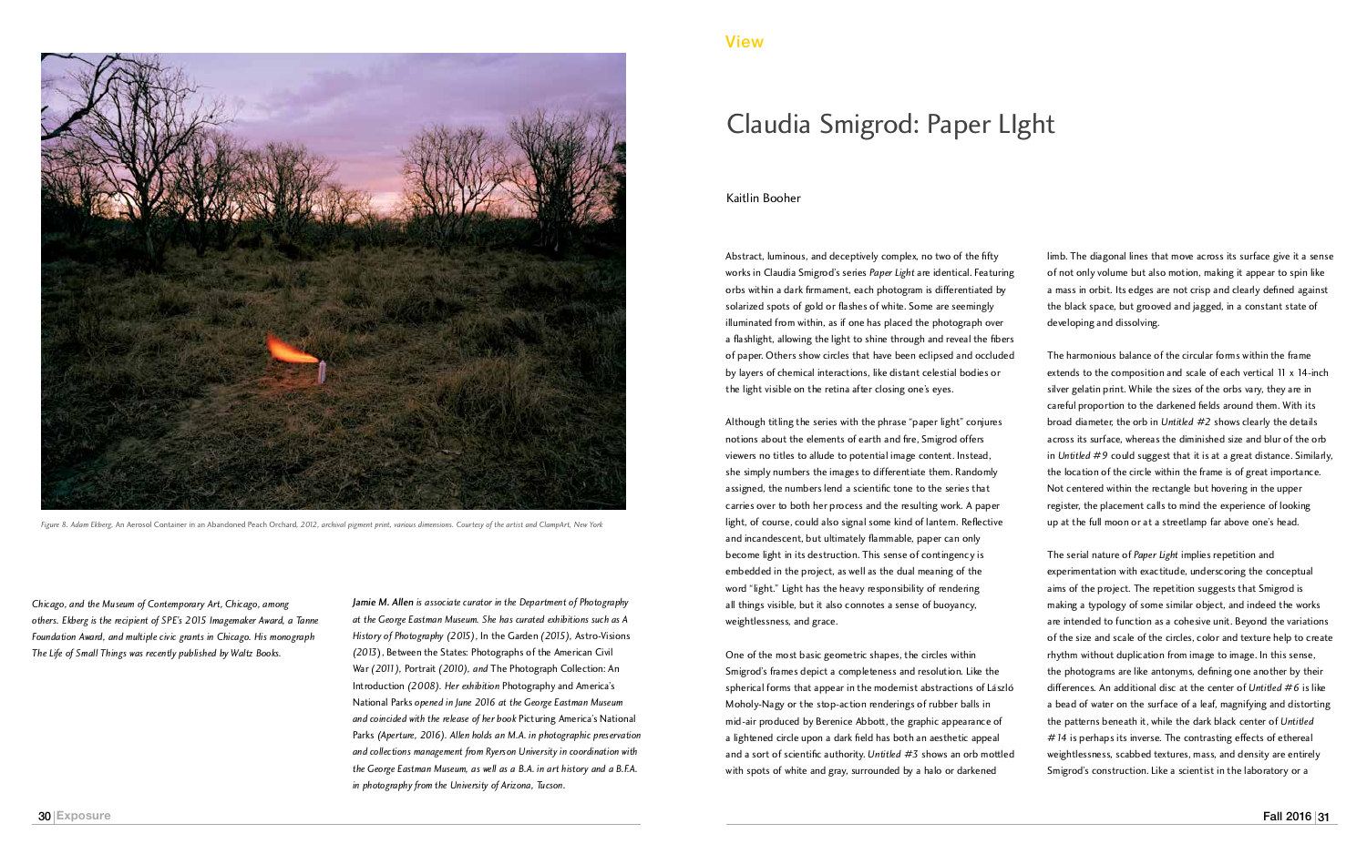Figure 8. Adam Ekberg, *An Aerosol Container in an Abandoned Peach Orchard*, 2012, archival pigment print, various dimensions. Courtesy of the artist and ClampArt, New York

*Chicago, and the Museum of Contemporary Art, Chicago, among others. Ekberg is the recipient of SPE's 2015 Imagemaker Award, a Tanne Foundation Award, and multiple civic grants in Chicago. His monograph* The Life of Small Things *was recently published by Waltz Books.*

***Jamie M. Allen*** *is associate curator in the Department of Photography at the George Eastman Museum. She has curated exhibitions such as A History of Photography (2015),* In the Garden *(2015),* Astro-Visions *(2013),* Between the States: Photographs of the American Civil War *(2011),* Portrait *(2010), and* The Photograph Collection: An Introduction *(2008). Her exhibition* Photography and America's National Parks *opened in June 2016 at the George Eastman Museum and coincided with the release of her book* Picturing America's National Parks *(Aperture, 2016). Allen holds an M.A. in photographic preservation and collections management from Ryerson University in coordination with the George Eastman Museum, as well as a B.A. in art history and a B.F.A. in photography from the University of Arizona, Tucson.*

View

# Claudia Smigrod: Paper LIght

Kaitlin Booher

Abstract, luminous, and deceptively complex, no two of the fifty works in Claudia Smigrod's series *Paper Light* are identical. Featuring orbs within a dark firmament, each photogram is differentiated by solarized spots of gold or flashes of white. Some are seemingly illuminated from within, as if one has placed the photograph over a flashlight, allowing the light to shine through and reveal the fibers of paper. Others show circles that have been eclipsed and occluded by layers of chemical interactions, like distant celestial bodies or the light visible on the retina after closing one's eyes.

Although titling the series with the phrase "paper light" conjures notions about the elements of earth and fire, Smigrod offers viewers no titles to allude to potential image content. Instead, she simply numbers the images to differentiate them. Randomly assigned, the numbers lend a scientific tone to the series that carries over to both her process and the resulting work. A paper light, of course, could also signal some kind of lantern. Reflective and incandescent, but ultimately flammable, paper can only become light in its destruction. This sense of contingency is embedded in the project, as well as the dual meaning of the word "light." Light has the heavy responsibility of rendering all things visible, but it also connotes a sense of buoyancy, weightlessness, and grace.

One of the most basic geometric shapes, the circles within Smigrod's frames depict a completeness and resolution. Like the spherical forms that appear in the modernist abstractions of László Moholy-Nagy or the stop-action renderings of rubber balls in mid-air produced by Berenice Abbott, the graphic appearance of a lightened circle upon a dark field has both an aesthetic appeal and a sort of scientific authority. *Untitled #3* shows an orb mottled with spots of white and gray, surrounded by a halo or darkened limb. The diagonal lines that move across its surface give it a sense of not only volume but also motion, making it appear to spin like a mass in orbit. Its edges are not crisp and clearly defined against the black space, but grooved and jagged, in a constant state of developing and dissolving.

The harmonious balance of the circular forms within the frame extends to the composition and scale of each vertical 11 x 14-inch silver gelatin print. While the sizes of the orbs vary, they are in careful proportion to the darkened fields around them. With its broad diameter, the orb in *Untitled #2* shows clearly the details across its surface, whereas the diminished size and blur of the orb in *Untitled #9* could suggest that it is at a great distance. Similarly, the location of the circle within the frame is of great importance. Not centered within the rectangle but hovering in the upper register, the placement calls to mind the experience of looking up at the full moon or at a streetlamp far above one's head.

The serial nature of *Paper Light* implies repetition and experimentation with exactitude, underscoring the conceptual aims of the project. The repetition suggests that Smigrod is making a typology of some similar object, and indeed the works are intended to function as a cohesive unit. Beyond the variations of the size and scale of the circles, color and texture help to create rhythm without duplication from image to image. In this sense, the photograms are like antonyms, defining one another by their differences. An additional disc at the center of *Untitled #6* is like a bead of water on the surface of a leaf, magnifying and distorting the patterns beneath it, while the dark black center of *Untitled #14* is perhaps its inverse. The contrasting effects of ethereal weightlessness, scabbed textures, mass, and density are entirely Smigrod's construction. Like a scientist in the laboratory or a